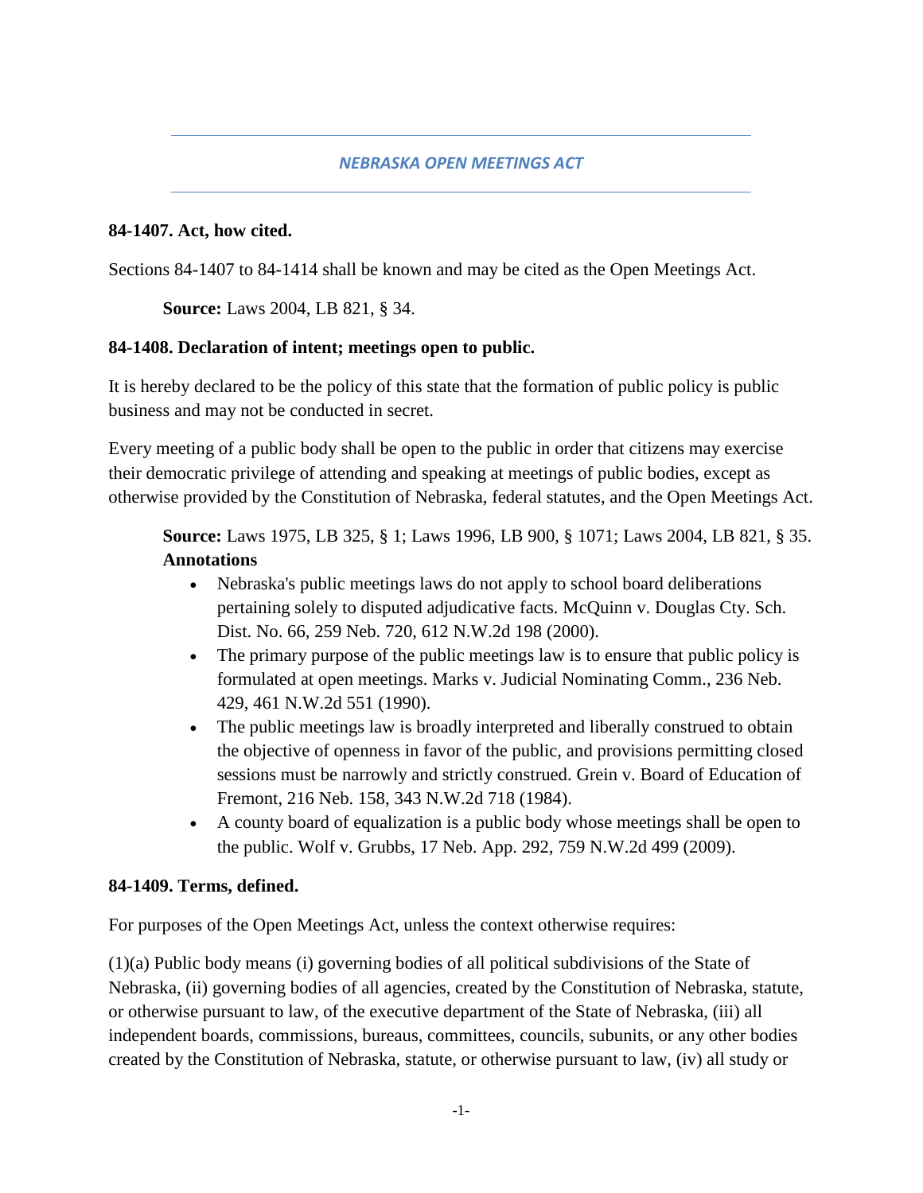# *NEBRASKA OPEN MEETINGS ACT*

### 84-1407. Act, how cited.

Sections 84-1407 to 84-1414 shall be known and may be cited as the Open Meetings Act.

**Source:** Laws 2004, LB 821, § 34.

### 84-1408. Declaration of intent; meetings open to public.

It is hereby declared to be the policy of this state that the formation of public policy is public business and may not be conducted in secret.

Every meeting of a public body shall be open to the public in order that citizens may exercise their democratic privilege of attending and speaking at meetings of public bodies, except as otherwise provided by the Constitution of Nebraska, federal statutes, and the Open Meetings Act.

**Source:** Laws 1975, LB 325, § 1; Laws 1996, LB 900, § 1071; Laws 2004, LB 821, § 35.

**Annotations**

- Nebraska's public meetings laws do not apply to school board deliberations pertaining solely to disputed adjudicative facts. McQuinn v. Douglas Cty. Sch. Dist. No. 66, 259 Neb. 720, 612 N.W.2d 198 (2000).
- The primary purpose of the public meetings law is to ensure that public policy is formulated at open meetings. Marks v. Judicial Nominating Comm., 236 Neb. 429, 461 N.W.2d 551 (1990).
- The public meetings law is broadly interpreted and liberally construed to obtain the objective of openness in favor of the public, and provisions permitting closed sessions must be narrowly and strictly construed. Grein v. Board of Education of Fremont, 216 Neb. 158, 343 N.W.2d 718 (1984).
- A county board of equalization is a public body whose meetings shall be open to the public. Wolf v. Grubbs, 17 Neb. App. 292, 759 N.W.2d 499 (2009).

### 84-1409. Terms, defined.

For purposes of the Open Meetings Act, unless the context otherwise requires:

(1)(a) Public body means (i) governing bodies of all political subdivisions of the State of Nebraska, (ii) governing bodies of all agencies, created by the Constitution of Nebraska, statute, or otherwise pursuant to law, of the executive department of the State of Nebraska, (iii) all independent boards, commissions, bureaus, committees, councils, subunits, or any other bodies created by the Constitution of Nebraska, statute, or otherwise pursuant to law, (iv) all study or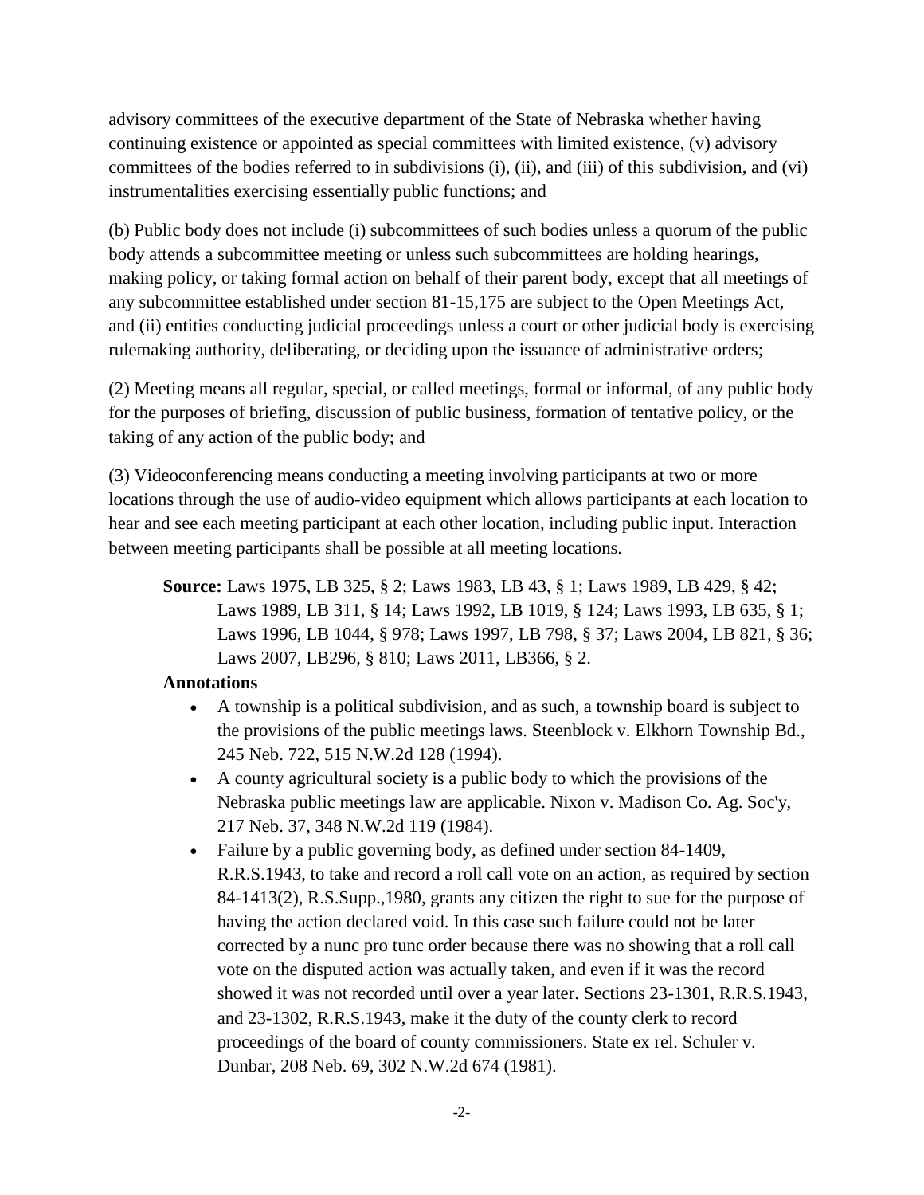advisory committees of the executive department of the State of Nebraska whether having continuing existence or appointed as special committees with limited existence, (v) advisory committees of the bodies referred to in subdivisions (i), (ii), and (iii) of this subdivision, and (vi) instrumentalities exercising essentially public functions; and

(b) Public body does not include (i) subcommittees of such bodies unless a quorum of the public body attends a subcommittee meeting or unless such subcommittees are holding hearings, making policy, or taking formal action on behalf of their parent body, except that all meetings of any subcommittee established under section 81-15,175 are subject to the Open Meetings Act, and (ii) entities conducting judicial proceedings unless a court or other judicial body is exercising rulemaking authority, deliberating, or deciding upon the issuance of administrative orders;

(2) Meeting means all regular, special, or called meetings, formal or informal, of any public body for the purposes of briefing, discussion of public business, formation of tentative policy, or the taking of any action of the public body; and

(3) Videoconferencing means conducting a meeting involving participants at two or more locations through the use of audio-video equipment which allows participants at each location to hear and see each meeting participant at each other location, including public input. Interaction between meeting participants shall be possible at all meeting locations.

**Source:** Laws 1975, LB 325, § 2; Laws 1983, LB 43, § 1; Laws 1989, LB 429, § 42; Laws 1989, LB 311, § 14; Laws 1992, LB 1019, § 124; Laws 1993, LB 635, § 1; Laws 1996, LB 1044, § 978; Laws 1997, LB 798, § 37; Laws 2004, LB 821, § 36; Laws 2007, LB296, § 810; Laws 2011, LB366, § 2.

**Annotations**

- A township is a political subdivision, and as such, a township board is subject to the provisions of the public meetings laws. Steenblock v. Elkhorn Township Bd., 245 Neb. 722, 515 N.W.2d 128 (1994).
- A county agricultural society is a public body to which the provisions of the Nebraska public meetings law are applicable. Nixon v. Madison Co. Ag. Soc'y, 217 Neb. 37, 348 N.W.2d 119 (1984).
- Failure by a public governing body, as defined under section 84-1409, R.R.S.1943, to take and record a roll call vote on an action, as required by section 84-1413(2), R.S.Supp.,1980, grants any citizen the right to sue for the purpose of having the action declared void. In this case such failure could not be later corrected by a nunc pro tunc order because there was no showing that a roll call vote on the disputed action was actually taken, and even if it was the record showed it was not recorded until over a year later. Sections 23-1301, R.R.S.1943, and 23-1302, R.R.S.1943, make it the duty of the county clerk to record proceedings of the board of county commissioners. State ex rel. Schuler v. Dunbar, 208 Neb. 69, 302 N.W.2d 674 (1981).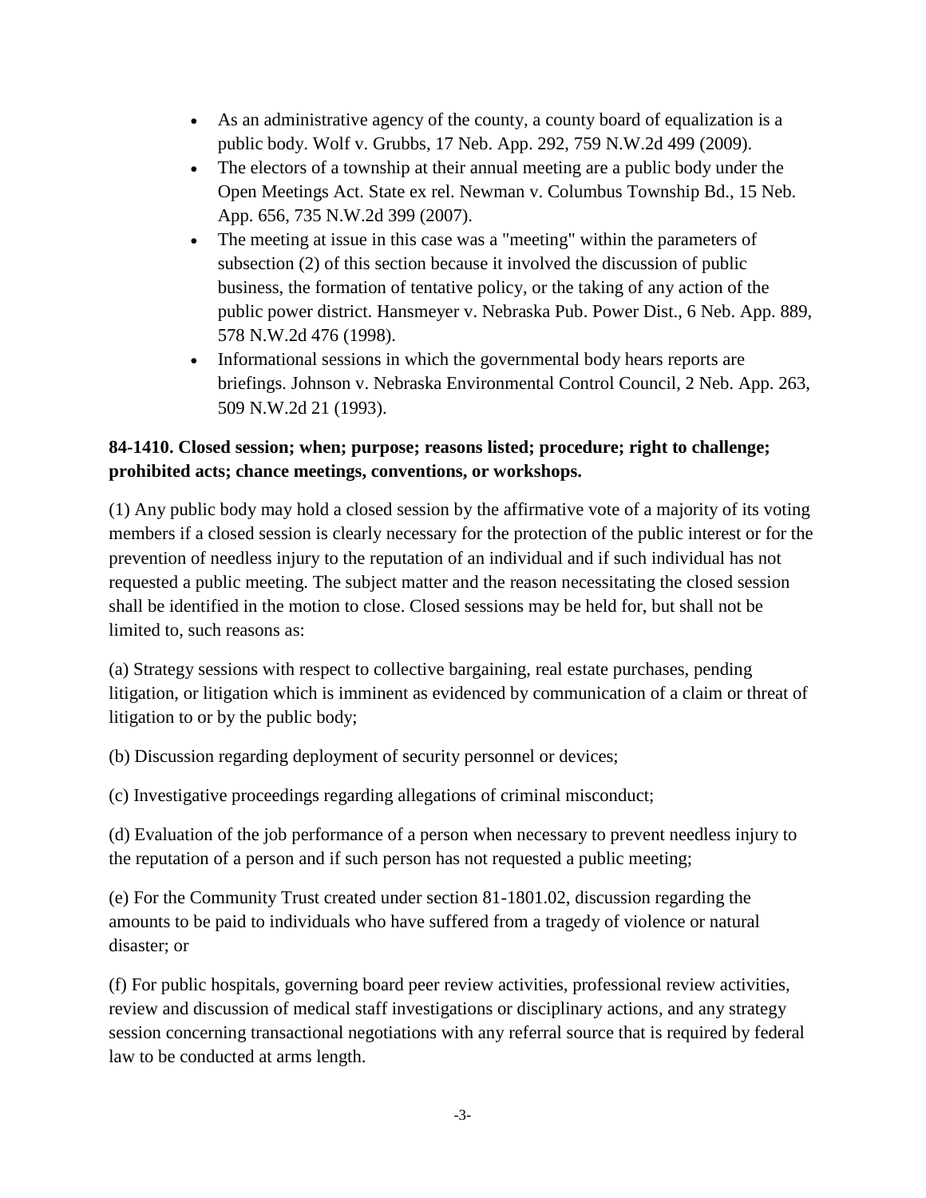- As an administrative agency of the county, a county board of equalization is a public body. Wolf v. Grubbs, 17 Neb. App. 292, 759 N.W.2d 499 (2009).
- The electors of a township at their annual meeting are a public body under the Open Meetings Act. State ex rel. Newman v. Columbus Township Bd., 15 Neb. App. 656, 735 N.W.2d 399 (2007).
- The meeting at issue in this case was a "meeting" within the parameters of subsection (2) of this section because it involved the discussion of public business, the formation of tentative policy, or the taking of any action of the public power district. Hansmeyer v. Nebraska Pub. Power Dist., 6 Neb. App. 889, 578 N.W.2d 476 (1998).
- Informational sessions in which the governmental body hears reports are briefings. Johnson v. Nebraska Environmental Control Council, 2 Neb. App. 263, 509 N.W.2d 21 (1993).

**84-1410. Closed session; when; purpose; reasons listed; procedure; right to challenge; prohibited acts; chance meetings, conventions, or workshops.**

(1) Any public body may hold a closed session by the affirmative vote of a majority of its voting members if a closed session is clearly necessary for the protection of the public interest or for the prevention of needless injury to the reputation of an individual and if such individual has not requested a public meeting. The subject matter and the reason necessitating the closed session shall be identified in the motion to close. Closed sessions may be held for, but shall not be limited to, such reasons as:

(a) Strategy sessions with respect to collective bargaining, real estate purchases, pending litigation, or litigation which is imminent as evidenced by communication of a claim or threat of litigation to or by the public body;

(b) Discussion regarding deployment of security personnel or devices;

(c) Investigative proceedings regarding allegations of criminal misconduct;

(d) Evaluation of the job performance of a person when necessary to prevent needless injury to the reputation of a person and if such person has not requested a public meeting;

(e) For the Community Trust created under section 81-1801.02, discussion regarding the amounts to be paid to individuals who have suffered from a tragedy of violence or natural disaster; or

(f) For public hospitals, governing board peer review activities, professional review activities, review and discussion of medical staff investigations or disciplinary actions, and any strategy session concerning transactional negotiations with any referral source that is required by federal law to be conducted at arms length.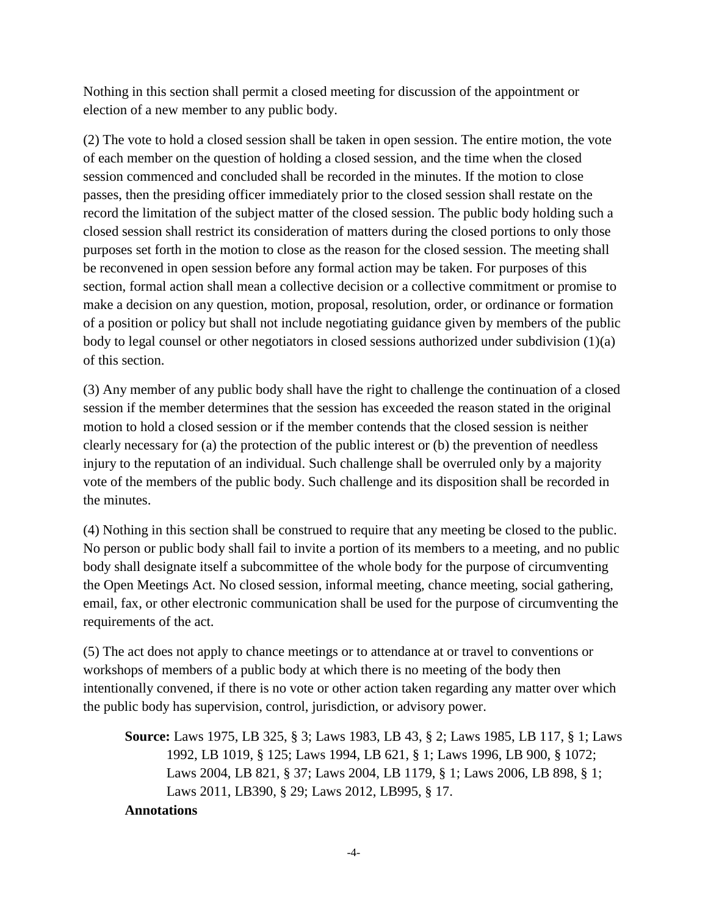Nothing in this section shall permit a closed meeting for discussion of the appointment or election of a new member to any public body.

(2) The vote to hold a closed session shall be taken in open session. The entire motion, the vote of each member on the question of holding a closed session, and the time when the closed session commenced and concluded shall be recorded in the minutes. If the motion to close passes, then the presiding officer immediately prior to the closed session shall restate on the record the limitation of the subject matter of the closed session. The public body holding such a closed session shall restrict its consideration of matters during the closed portions to only those purposes set forth in the motion to close as the reason for the closed session. The meeting shall be reconvened in open session before any formal action may be taken. For purposes of this section, formal action shall mean a collective decision or a collective commitment or promise to make a decision on any question, motion, proposal, resolution, order, or ordinance or formation of a position or policy but shall not include negotiating guidance given by members of the public body to legal counsel or other negotiators in closed sessions authorized under subdivision (1)(a) of this section.

(3) Any member of any public body shall have the right to challenge the continuation of a closed session if the member determines that the session has exceeded the reason stated in the original motion to hold a closed session or if the member contends that the closed session is neither clearly necessary for (a) the protection of the public interest or (b) the prevention of needless injury to the reputation of an individual. Such challenge shall be overruled only by a majority vote of the members of the public body. Such challenge and its disposition shall be recorded in the minutes.

(4) Nothing in this section shall be construed to require that any meeting be closed to the public. No person or public body shall fail to invite a portion of its members to a meeting, and no public body shall designate itself a subcommittee of the whole body for the purpose of circumventing the Open Meetings Act. No closed session, informal meeting, chance meeting, social gathering, email, fax, or other electronic communication shall be used for the purpose of circumventing the requirements of the act.

(5) The act does not apply to chance meetings or to attendance at or travel to conventions or workshops of members of a public body at which there is no meeting of the body then intentionally convened, if there is no vote or other action taken regarding any matter over which the public body has supervision, control, jurisdiction, or advisory power.

**Source:** Laws 1975, LB 325, § 3; Laws 1983, LB 43, § 2; Laws 1985, LB 117, § 1; Laws 1992, LB 1019, § 125; Laws 1994, LB 621, § 1; Laws 1996, LB 900, § 1072; Laws 2004, LB 821, § 37; Laws 2004, LB 1179, § 1; Laws 2006, LB 898, § 1; Laws 2011, LB390, § 29; Laws 2012, LB995, § 17.

**Annotations**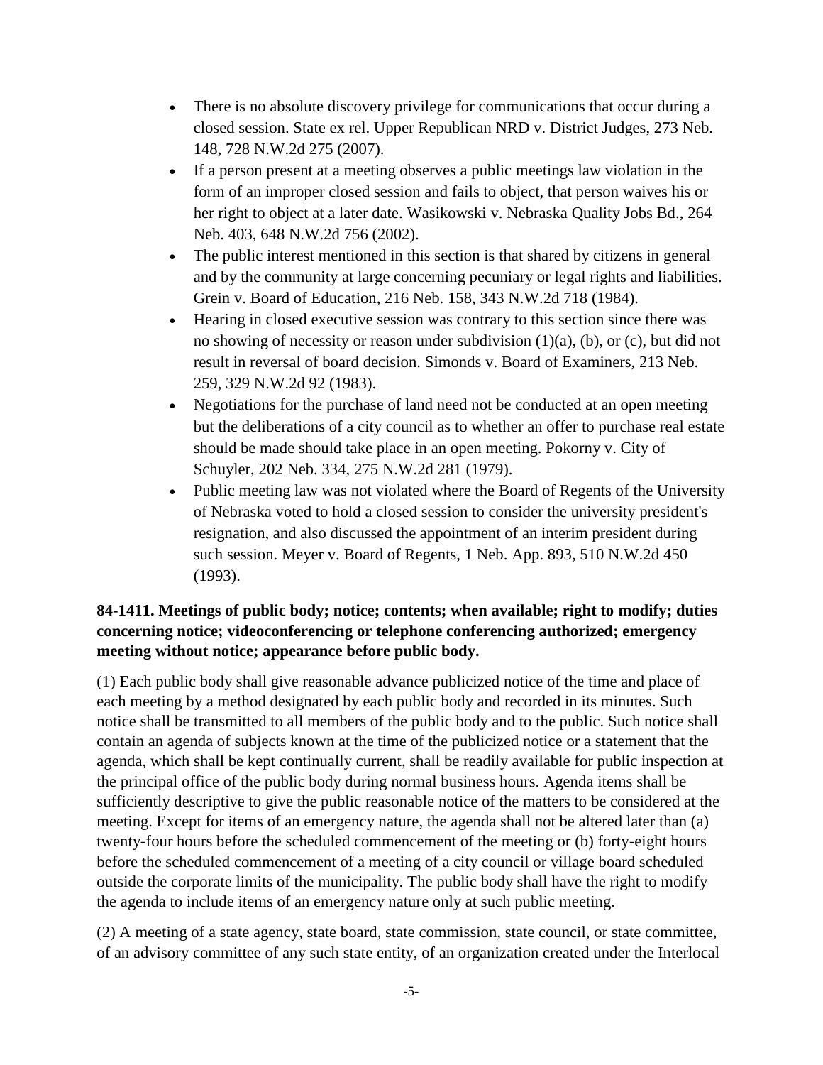- There is no absolute discovery privilege for communications that occur during a closed session. State ex rel. Upper Republican NRD v. District Judges, 273 Neb. 148, 728 N.W.2d 275 (2007).
- If a person present at a meeting observes a public meetings law violation in the form of an improper closed session and fails to object, that person waives his or her right to object at a later date. Wasikowski v. Nebraska Quality Jobs Bd., 264 Neb. 403, 648 N.W.2d 756 (2002).
- The public interest mentioned in this section is that shared by citizens in general and by the community at large concerning pecuniary or legal rights and liabilities. Grein v. Board of Education, 216 Neb. 158, 343 N.W.2d 718 (1984).
- Hearing in closed executive session was contrary to this section since there was no showing of necessity or reason under subdivision (1)(a), (b), or (c), but did not result in reversal of board decision. Simonds v. Board of Examiners, 213 Neb. 259, 329 N.W.2d 92 (1983).
- Negotiations for the purchase of land need not be conducted at an open meeting but the deliberations of a city council as to whether an offer to purchase real estate should be made should take place in an open meeting. Pokorny v. City of Schuyler, 202 Neb. 334, 275 N.W.2d 281 (1979).
- Public meeting law was not violated where the Board of Regents of the University of Nebraska voted to hold a closed session to consider the university president's resignation, and also discussed the appointment of an interim president during such session. Meyer v. Board of Regents, 1 Neb. App. 893, 510 N.W.2d 450 (1993).

**84-1411. Meetings of public body; notice; contents; when available; right to modify; duties concerning notice; videoconferencing or telephone conferencing authorized; emergency meeting without notice; appearance before public body.**

(1) Each public body shall give reasonable advance publicized notice of the time and place of each meeting by a method designated by each public body and recorded in its minutes. Such notice shall be transmitted to all members of the public body and to the public. Such notice shall contain an agenda of subjects known at the time of the publicized notice or a statement that the agenda, which shall be kept continually current, shall be readily available for public inspection at the principal office of the public body during normal business hours. Agenda items shall be sufficiently descriptive to give the public reasonable notice of the matters to be considered at the meeting. Except for items of an emergency nature, the agenda shall not be altered later than (a) twenty-four hours before the scheduled commencement of the meeting or (b) forty-eight hours before the scheduled commencement of a meeting of a city council or village board scheduled outside the corporate limits of the municipality. The public body shall have the right to modify the agenda to include items of an emergency nature only at such public meeting.

(2) A meeting of a state agency, state board, state commission, state council, or state committee, of an advisory committee of any such state entity, of an organization created under the Interlocal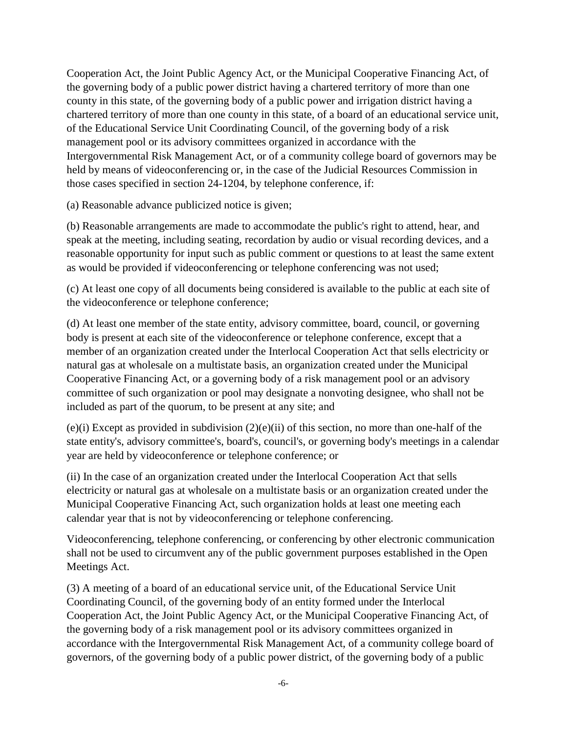Cooperation Act, the Joint Public Agency Act, or the Municipal Cooperative Financing Act, of the governing body of a public power district having a chartered territory of more than one county in this state, of the governing body of a public power and irrigation district having a chartered territory of more than one county in this state, of a board of an educational service unit, of the Educational Service Unit Coordinating Council, of the governing body of a risk management pool or its advisory committees organized in accordance with the Intergovernmental Risk Management Act, or of a community college board of governors may be held by means of videoconferencing or, in the case of the Judicial Resources Commission in those cases specified in section 24-1204, by telephone conference, if:

(a) Reasonable advance publicized notice is given;

(b) Reasonable arrangements are made to accommodate the public's right to attend, hear, and speak at the meeting, including seating, recordation by audio or visual recording devices, and a reasonable opportunity for input such as public comment or questions to at least the same extent as would be provided if videoconferencing or telephone conferencing was not used;

(c) At least one copy of all documents being considered is available to the public at each site of the videoconference or telephone conference;

(d) At least one member of the state entity, advisory committee, board, council, or governing body is present at each site of the videoconference or telephone conference, except that a member of an organization created under the Interlocal Cooperation Act that sells electricity or natural gas at wholesale on a multistate basis, an organization created under the Municipal Cooperative Financing Act, or a governing body of a risk management pool or an advisory committee of such organization or pool may designate a nonvoting designee, who shall not be included as part of the quorum, to be present at any site; and

(e)(i) Except as provided in subdivision (2)(e)(ii) of this section, no more than one-half of the state entity's, advisory committee's, board's, council's, or governing body's meetings in a calendar year are held by videoconference or telephone conference; or

(ii) In the case of an organization created under the Interlocal Cooperation Act that sells electricity or natural gas at wholesale on a multistate basis or an organization created under the Municipal Cooperative Financing Act, such organization holds at least one meeting each calendar year that is not by videoconferencing or telephone conferencing.

Videoconferencing, telephone conferencing, or conferencing by other electronic communication shall not be used to circumvent any of the public government purposes established in the Open Meetings Act.

(3) A meeting of a board of an educational service unit, of the Educational Service Unit Coordinating Council, of the governing body of an entity formed under the Interlocal Cooperation Act, the Joint Public Agency Act, or the Municipal Cooperative Financing Act, of the governing body of a risk management pool or its advisory committees organized in accordance with the Intergovernmental Risk Management Act, of a community college board of governors, of the governing body of a public power district, of the governing body of a public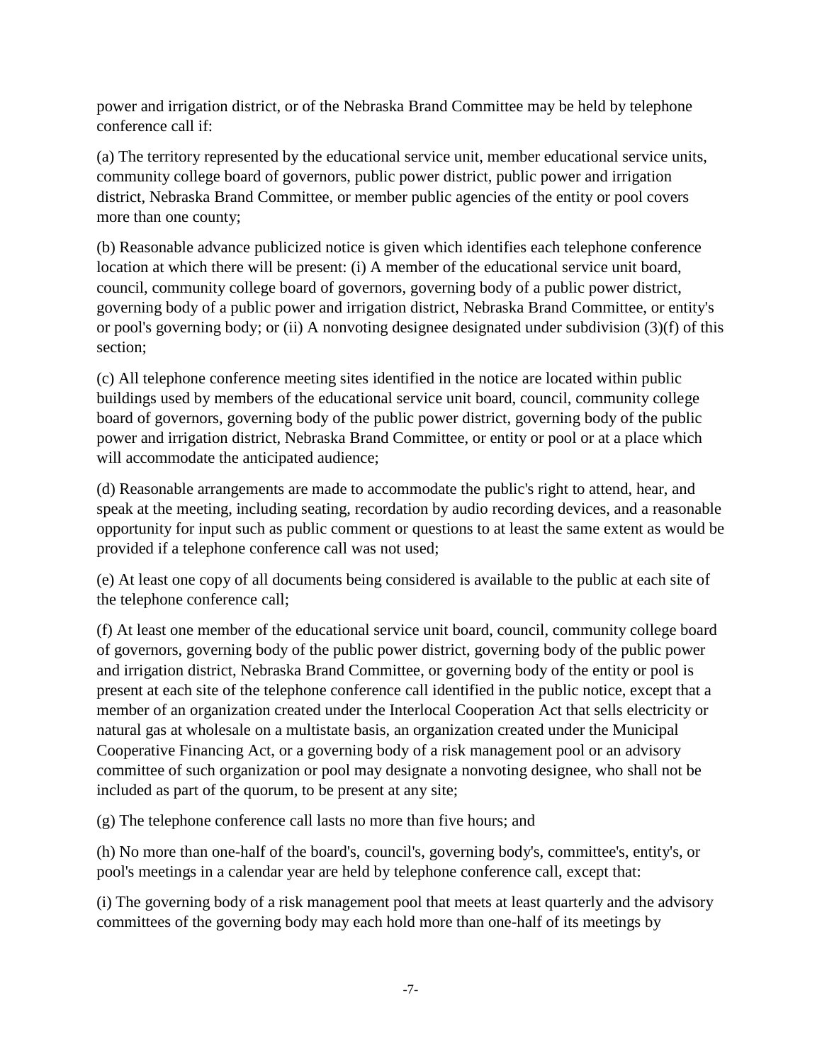power and irrigation district, or of the Nebraska Brand Committee may be held by telephone conference call if:

(a) The territory represented by the educational service unit, member educational service units, community college board of governors, public power district, public power and irrigation district, Nebraska Brand Committee, or member public agencies of the entity or pool covers more than one county;

(b) Reasonable advance publicized notice is given which identifies each telephone conference location at which there will be present: (i) A member of the educational service unit board, council, community college board of governors, governing body of a public power district, governing body of a public power and irrigation district, Nebraska Brand Committee, or entity's or pool's governing body; or (ii) A nonvoting designee designated under subdivision (3)(f) of this section;

(c) All telephone conference meeting sites identified in the notice are located within public buildings used by members of the educational service unit board, council, community college board of governors, governing body of the public power district, governing body of the public power and irrigation district, Nebraska Brand Committee, or entity or pool or at a place which will accommodate the anticipated audience;

(d) Reasonable arrangements are made to accommodate the public's right to attend, hear, and speak at the meeting, including seating, recordation by audio recording devices, and a reasonable opportunity for input such as public comment or questions to at least the same extent as would be provided if a telephone conference call was not used;

(e) At least one copy of all documents being considered is available to the public at each site of the telephone conference call;

(f) At least one member of the educational service unit board, council, community college board of governors, governing body of the public power district, governing body of the public power and irrigation district, Nebraska Brand Committee, or governing body of the entity or pool is present at each site of the telephone conference call identified in the public notice, except that a member of an organization created under the Interlocal Cooperation Act that sells electricity or natural gas at wholesale on a multistate basis, an organization created under the Municipal Cooperative Financing Act, or a governing body of a risk management pool or an advisory committee of such organization or pool may designate a nonvoting designee, who shall not be included as part of the quorum, to be present at any site;

(g) The telephone conference call lasts no more than five hours; and

(h) No more than one-half of the board's, council's, governing body's, committee's, entity's, or pool's meetings in a calendar year are held by telephone conference call, except that:

(i) The governing body of a risk management pool that meets at least quarterly and the advisory committees of the governing body may each hold more than one-half of its meetings by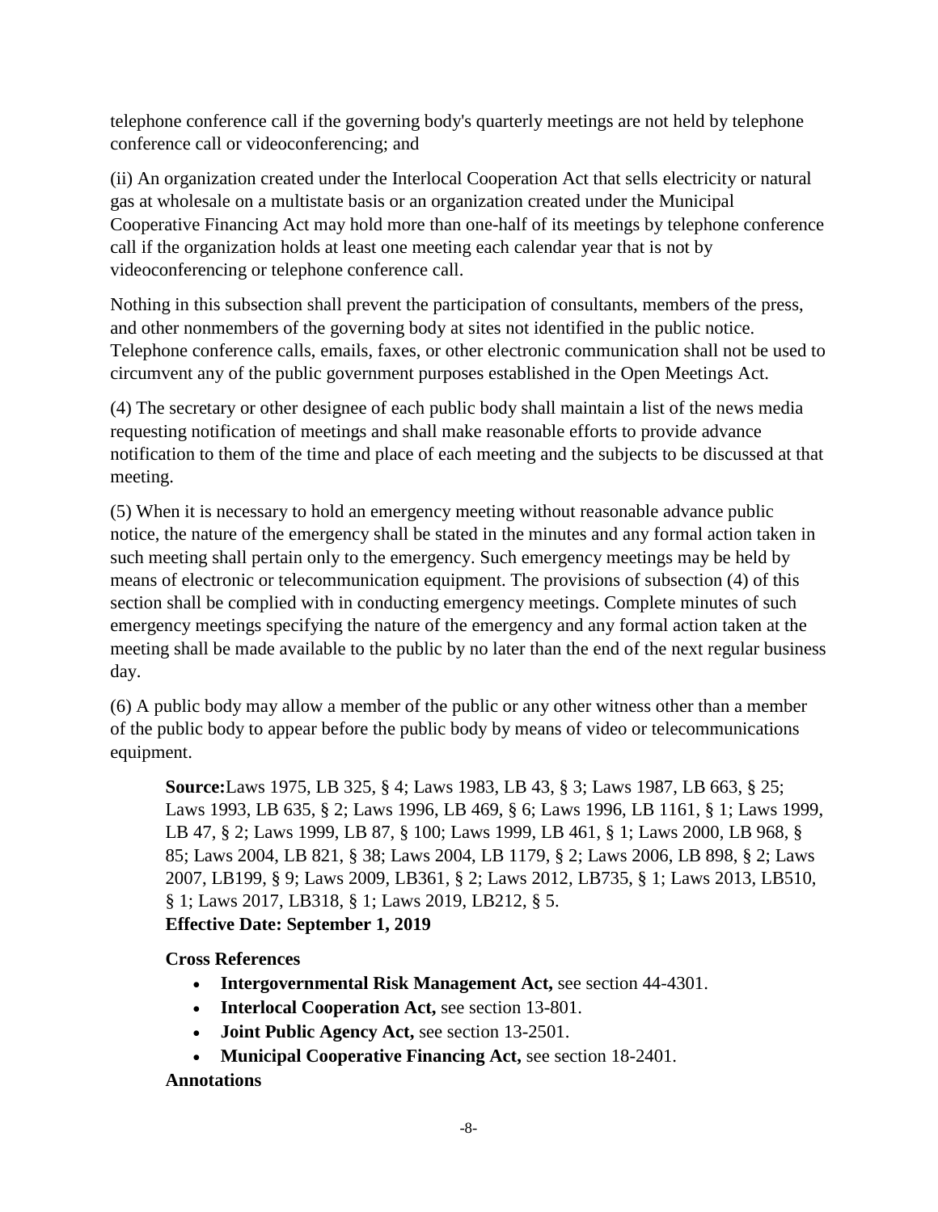telephone conference call if the governing body's quarterly meetings are not held by telephone conference call or videoconferencing; and

(ii) An organization created under the Interlocal Cooperation Act that sells electricity or natural gas at wholesale on a multistate basis or an organization created under the Municipal Cooperative Financing Act may hold more than one-half of its meetings by telephone conference call if the organization holds at least one meeting each calendar year that is not by videoconferencing or telephone conference call.

Nothing in this subsection shall prevent the participation of consultants, members of the press, and other nonmembers of the governing body at sites not identified in the public notice. Telephone conference calls, emails, faxes, or other electronic communication shall not be used to circumvent any of the public government purposes established in the Open Meetings Act.

(4) The secretary or other designee of each public body shall maintain a list of the news media requesting notification of meetings and shall make reasonable efforts to provide advance notification to them of the time and place of each meeting and the subjects to be discussed at that meeting.

(5) When it is necessary to hold an emergency meeting without reasonable advance public notice, the nature of the emergency shall be stated in the minutes and any formal action taken in such meeting shall pertain only to the emergency. Such emergency meetings may be held by means of electronic or telecommunication equipment. The provisions of subsection (4) of this section shall be complied with in conducting emergency meetings. Complete minutes of such emergency meetings specifying the nature of the emergency and any formal action taken at the meeting shall be made available to the public by no later than the end of the next regular business day.

(6) A public body may allow a member of the public or any other witness other than a member of the public body to appear before the public body by means of video or telecommunications equipment.

**Source:**Laws 1975, LB 325, § 4; Laws 1983, LB 43, § 3; Laws 1987, LB 663, § 25; Laws 1993, LB 635, § 2; Laws 1996, LB 469, § 6; Laws 1996, LB 1161, § 1; Laws 1999, LB 47, § 2; Laws 1999, LB 87, § 100; Laws 1999, LB 461, § 1; Laws 2000, LB 968, § 85; Laws 2004, LB 821, § 38; Laws 2004, LB 1179, § 2; Laws 2006, LB 898, § 2; Laws 2007, LB199, § 9; Laws 2009, LB361, § 2; Laws 2012, LB735, § 1; Laws 2013, LB510, § 1; Laws 2017, LB318, § 1; Laws 2019, LB212, § 5.
**Effective Date: September 1, 2019**

**Cross References**

- **Intergovernmental Risk Management Act,** see section 44-4301.
- **Interlocal Cooperation Act,** see section 13-801.
- **Joint Public Agency Act,** see section 13-2501.
- **Municipal Cooperative Financing Act,** see section 18-2401.

**Annotations**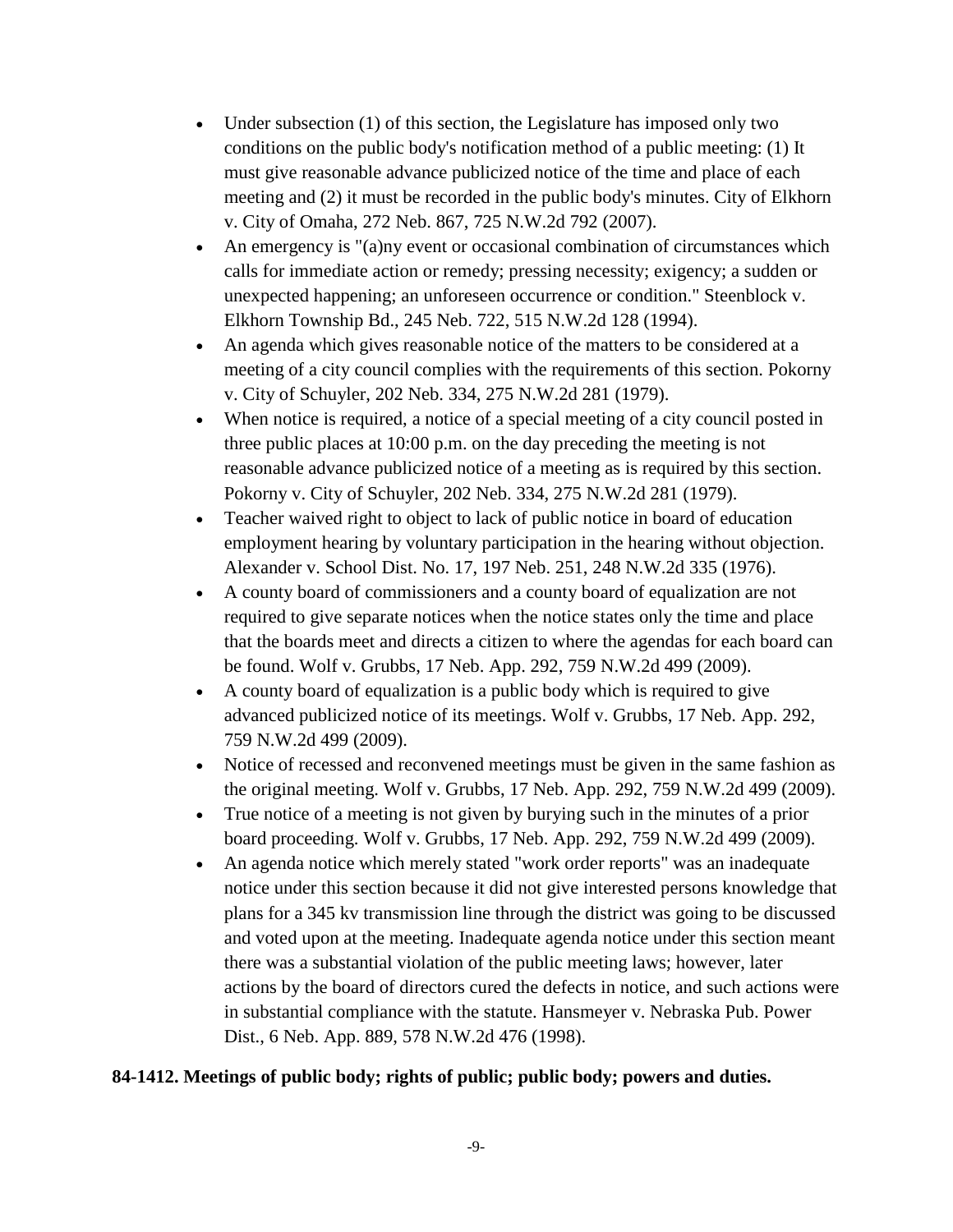- Under subsection (1) of this section, the Legislature has imposed only two conditions on the public body's notification method of a public meeting: (1) It must give reasonable advance publicized notice of the time and place of each meeting and (2) it must be recorded in the public body's minutes. City of Elkhorn v. City of Omaha, 272 Neb. 867, 725 N.W.2d 792 (2007).
- An emergency is "(a)ny event or occasional combination of circumstances which calls for immediate action or remedy; pressing necessity; exigency; a sudden or unexpected happening; an unforeseen occurrence or condition." Steenblock v. Elkhorn Township Bd., 245 Neb. 722, 515 N.W.2d 128 (1994).
- An agenda which gives reasonable notice of the matters to be considered at a meeting of a city council complies with the requirements of this section. Pokorny v. City of Schuyler, 202 Neb. 334, 275 N.W.2d 281 (1979).
- When notice is required, a notice of a special meeting of a city council posted in three public places at 10:00 p.m. on the day preceding the meeting is not reasonable advance publicized notice of a meeting as is required by this section. Pokorny v. City of Schuyler, 202 Neb. 334, 275 N.W.2d 281 (1979).
- Teacher waived right to object to lack of public notice in board of education employment hearing by voluntary participation in the hearing without objection. Alexander v. School Dist. No. 17, 197 Neb. 251, 248 N.W.2d 335 (1976).
- A county board of commissioners and a county board of equalization are not required to give separate notices when the notice states only the time and place that the boards meet and directs a citizen to where the agendas for each board can be found. Wolf v. Grubbs, 17 Neb. App. 292, 759 N.W.2d 499 (2009).
- A county board of equalization is a public body which is required to give advanced publicized notice of its meetings. Wolf v. Grubbs, 17 Neb. App. 292, 759 N.W.2d 499 (2009).
- Notice of recessed and reconvened meetings must be given in the same fashion as the original meeting. Wolf v. Grubbs, 17 Neb. App. 292, 759 N.W.2d 499 (2009).
- True notice of a meeting is not given by burying such in the minutes of a prior board proceeding. Wolf v. Grubbs, 17 Neb. App. 292, 759 N.W.2d 499 (2009).
- An agenda notice which merely stated "work order reports" was an inadequate notice under this section because it did not give interested persons knowledge that plans for a 345 kv transmission line through the district was going to be discussed and voted upon at the meeting. Inadequate agenda notice under this section meant there was a substantial violation of the public meeting laws; however, later actions by the board of directors cured the defects in notice, and such actions were in substantial compliance with the statute. Hansmeyer v. Nebraska Pub. Power Dist., 6 Neb. App. 889, 578 N.W.2d 476 (1998).

**84-1412. Meetings of public body; rights of public; public body; powers and duties.**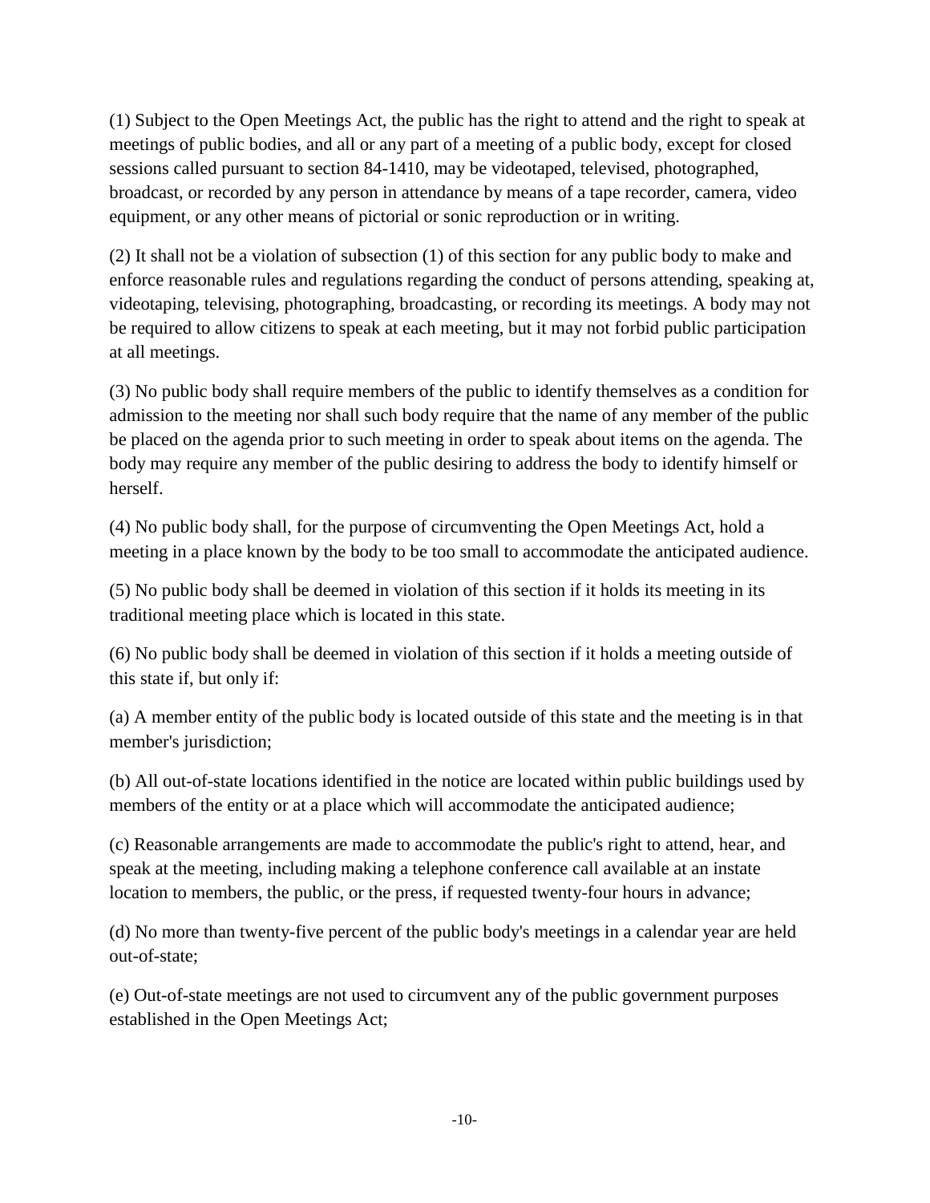(1) Subject to the Open Meetings Act, the public has the right to attend and the right to speak at meetings of public bodies, and all or any part of a meeting of a public body, except for closed sessions called pursuant to section 84-1410, may be videotaped, televised, photographed, broadcast, or recorded by any person in attendance by means of a tape recorder, camera, video equipment, or any other means of pictorial or sonic reproduction or in writing.

(2) It shall not be a violation of subsection (1) of this section for any public body to make and enforce reasonable rules and regulations regarding the conduct of persons attending, speaking at, videotaping, televising, photographing, broadcasting, or recording its meetings. A body may not be required to allow citizens to speak at each meeting, but it may not forbid public participation at all meetings.

(3) No public body shall require members of the public to identify themselves as a condition for admission to the meeting nor shall such body require that the name of any member of the public be placed on the agenda prior to such meeting in order to speak about items on the agenda. The body may require any member of the public desiring to address the body to identify himself or herself.

(4) No public body shall, for the purpose of circumventing the Open Meetings Act, hold a meeting in a place known by the body to be too small to accommodate the anticipated audience.

(5) No public body shall be deemed in violation of this section if it holds its meeting in its traditional meeting place which is located in this state.

(6) No public body shall be deemed in violation of this section if it holds a meeting outside of this state if, but only if:

(a) A member entity of the public body is located outside of this state and the meeting is in that member's jurisdiction;

(b) All out-of-state locations identified in the notice are located within public buildings used by members of the entity or at a place which will accommodate the anticipated audience;

(c) Reasonable arrangements are made to accommodate the public's right to attend, hear, and speak at the meeting, including making a telephone conference call available at an instate location to members, the public, or the press, if requested twenty-four hours in advance;

(d) No more than twenty-five percent of the public body's meetings in a calendar year are held out-of-state;

(e) Out-of-state meetings are not used to circumvent any of the public government purposes established in the Open Meetings Act;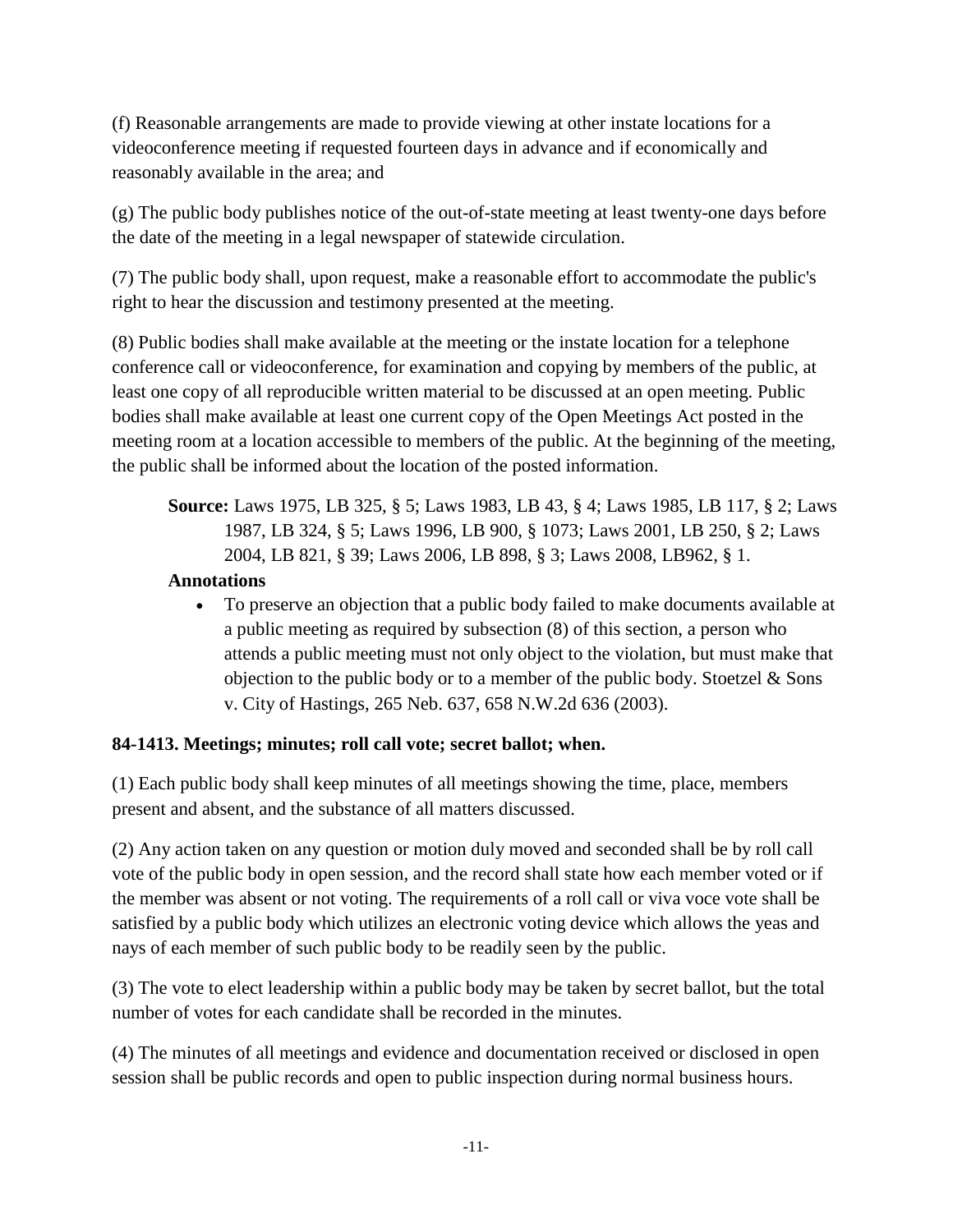(f) Reasonable arrangements are made to provide viewing at other instate locations for a videoconference meeting if requested fourteen days in advance and if economically and reasonably available in the area; and

(g) The public body publishes notice of the out-of-state meeting at least twenty-one days before the date of the meeting in a legal newspaper of statewide circulation.

(7) The public body shall, upon request, make a reasonable effort to accommodate the public's right to hear the discussion and testimony presented at the meeting.

(8) Public bodies shall make available at the meeting or the instate location for a telephone conference call or videoconference, for examination and copying by members of the public, at least one copy of all reproducible written material to be discussed at an open meeting. Public bodies shall make available at least one current copy of the Open Meetings Act posted in the meeting room at a location accessible to members of the public. At the beginning of the meeting, the public shall be informed about the location of the posted information.

> **Source:** Laws 1975, LB 325, § 5; Laws 1983, LB 43, § 4; Laws 1985, LB 117, § 2; Laws 1987, LB 324, § 5; Laws 1996, LB 900, § 1073; Laws 2001, LB 250, § 2; Laws 2004, LB 821, § 39; Laws 2006, LB 898, § 3; Laws 2008, LB962, § 1.
>
> **Annotations**
>
> - To preserve an objection that a public body failed to make documents available at a public meeting as required by subsection (8) of this section, a person who attends a public meeting must not only object to the violation, but must make that objection to the public body or to a member of the public body. Stoetzel & Sons v. City of Hastings, 265 Neb. 637, 658 N.W.2d 636 (2003).

**84-1413. Meetings; minutes; roll call vote; secret ballot; when.**

(1) Each public body shall keep minutes of all meetings showing the time, place, members present and absent, and the substance of all matters discussed.

(2) Any action taken on any question or motion duly moved and seconded shall be by roll call vote of the public body in open session, and the record shall state how each member voted or if the member was absent or not voting. The requirements of a roll call or viva voce vote shall be satisfied by a public body which utilizes an electronic voting device which allows the yeas and nays of each member of such public body to be readily seen by the public.

(3) The vote to elect leadership within a public body may be taken by secret ballot, but the total number of votes for each candidate shall be recorded in the minutes.

(4) The minutes of all meetings and evidence and documentation received or disclosed in open session shall be public records and open to public inspection during normal business hours.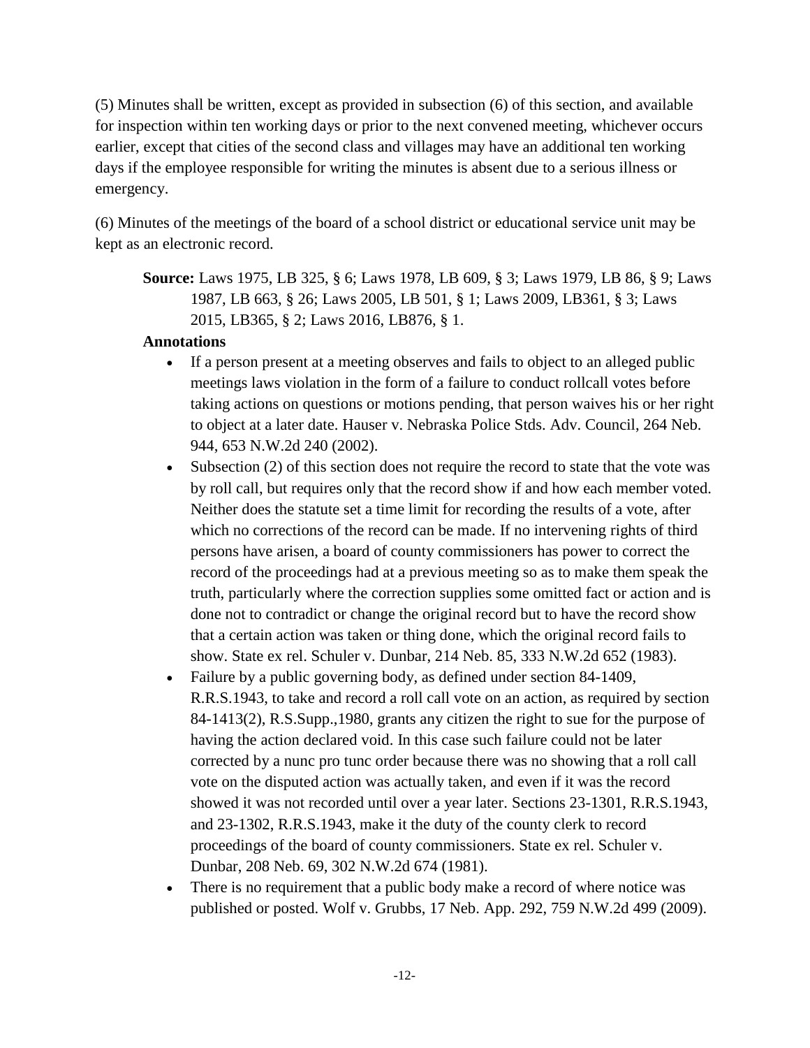(5) Minutes shall be written, except as provided in subsection (6) of this section, and available for inspection within ten working days or prior to the next convened meeting, whichever occurs earlier, except that cities of the second class and villages may have an additional ten working days if the employee responsible for writing the minutes is absent due to a serious illness or emergency.

(6) Minutes of the meetings of the board of a school district or educational service unit may be kept as an electronic record.

**Source:** Laws 1975, LB 325, § 6; Laws 1978, LB 609, § 3; Laws 1979, LB 86, § 9; Laws 1987, LB 663, § 26; Laws 2005, LB 501, § 1; Laws 2009, LB361, § 3; Laws 2015, LB365, § 2; Laws 2016, LB876, § 1.

**Annotations**

- If a person present at a meeting observes and fails to object to an alleged public meetings laws violation in the form of a failure to conduct rollcall votes before taking actions on questions or motions pending, that person waives his or her right to object at a later date. Hauser v. Nebraska Police Stds. Adv. Council, 264 Neb. 944, 653 N.W.2d 240 (2002).
- Subsection (2) of this section does not require the record to state that the vote was by roll call, but requires only that the record show if and how each member voted. Neither does the statute set a time limit for recording the results of a vote, after which no corrections of the record can be made. If no intervening rights of third persons have arisen, a board of county commissioners has power to correct the record of the proceedings had at a previous meeting so as to make them speak the truth, particularly where the correction supplies some omitted fact or action and is done not to contradict or change the original record but to have the record show that a certain action was taken or thing done, which the original record fails to show. State ex rel. Schuler v. Dunbar, 214 Neb. 85, 333 N.W.2d 652 (1983).
- Failure by a public governing body, as defined under section 84-1409, R.R.S.1943, to take and record a roll call vote on an action, as required by section 84-1413(2), R.S.Supp.,1980, grants any citizen the right to sue for the purpose of having the action declared void. In this case such failure could not be later corrected by a nunc pro tunc order because there was no showing that a roll call vote on the disputed action was actually taken, and even if it was the record showed it was not recorded until over a year later. Sections 23-1301, R.R.S.1943, and 23-1302, R.R.S.1943, make it the duty of the county clerk to record proceedings of the board of county commissioners. State ex rel. Schuler v. Dunbar, 208 Neb. 69, 302 N.W.2d 674 (1981).
- There is no requirement that a public body make a record of where notice was published or posted. Wolf v. Grubbs, 17 Neb. App. 292, 759 N.W.2d 499 (2009).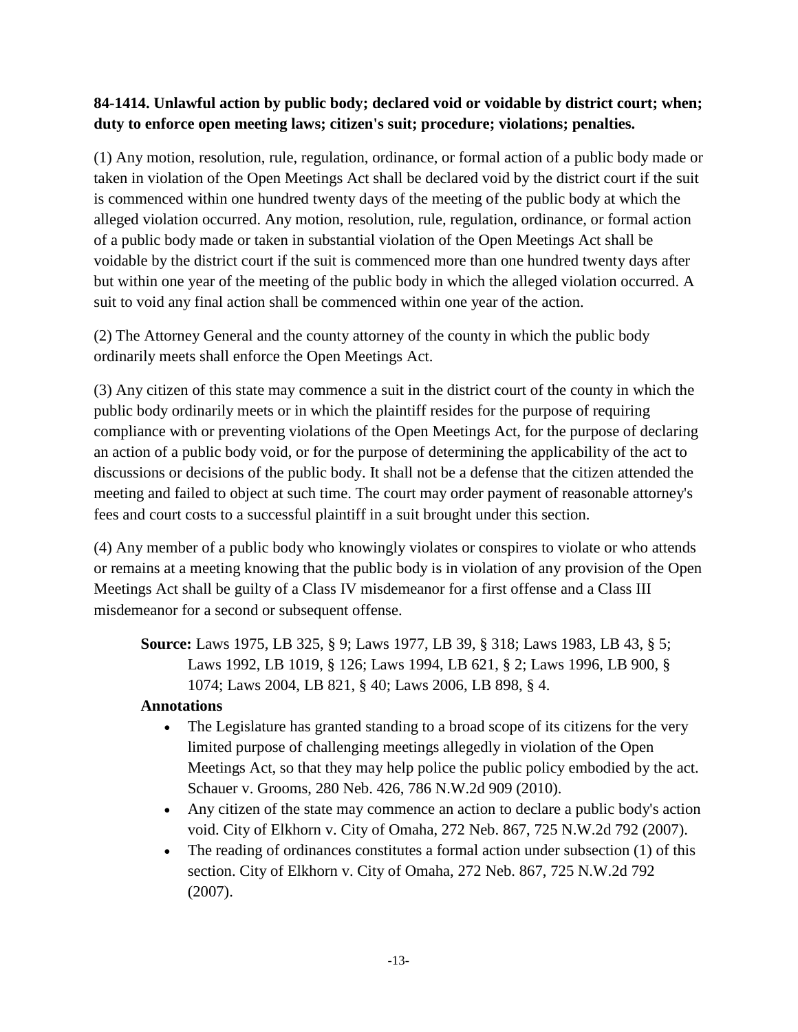**84-1414. Unlawful action by public body; declared void or voidable by district court; when; duty to enforce open meeting laws; citizen's suit; procedure; violations; penalties.**

(1) Any motion, resolution, rule, regulation, ordinance, or formal action of a public body made or taken in violation of the Open Meetings Act shall be declared void by the district court if the suit is commenced within one hundred twenty days of the meeting of the public body at which the alleged violation occurred. Any motion, resolution, rule, regulation, ordinance, or formal action of a public body made or taken in substantial violation of the Open Meetings Act shall be voidable by the district court if the suit is commenced more than one hundred twenty days after but within one year of the meeting of the public body in which the alleged violation occurred. A suit to void any final action shall be commenced within one year of the action.

(2) The Attorney General and the county attorney of the county in which the public body ordinarily meets shall enforce the Open Meetings Act.

(3) Any citizen of this state may commence a suit in the district court of the county in which the public body ordinarily meets or in which the plaintiff resides for the purpose of requiring compliance with or preventing violations of the Open Meetings Act, for the purpose of declaring an action of a public body void, or for the purpose of determining the applicability of the act to discussions or decisions of the public body. It shall not be a defense that the citizen attended the meeting and failed to object at such time. The court may order payment of reasonable attorney's fees and court costs to a successful plaintiff in a suit brought under this section.

(4) Any member of a public body who knowingly violates or conspires to violate or who attends or remains at a meeting knowing that the public body is in violation of any provision of the Open Meetings Act shall be guilty of a Class IV misdemeanor for a first offense and a Class III misdemeanor for a second or subsequent offense.

**Source:** Laws 1975, LB 325, § 9; Laws 1977, LB 39, § 318; Laws 1983, LB 43, § 5; Laws 1992, LB 1019, § 126; Laws 1994, LB 621, § 2; Laws 1996, LB 900, § 1074; Laws 2004, LB 821, § 40; Laws 2006, LB 898, § 4.

**Annotations**

- The Legislature has granted standing to a broad scope of its citizens for the very limited purpose of challenging meetings allegedly in violation of the Open Meetings Act, so that they may help police the public policy embodied by the act. Schauer v. Grooms, 280 Neb. 426, 786 N.W.2d 909 (2010).
- Any citizen of the state may commence an action to declare a public body's action void. City of Elkhorn v. City of Omaha, 272 Neb. 867, 725 N.W.2d 792 (2007).
- The reading of ordinances constitutes a formal action under subsection (1) of this section. City of Elkhorn v. City of Omaha, 272 Neb. 867, 725 N.W.2d 792 (2007).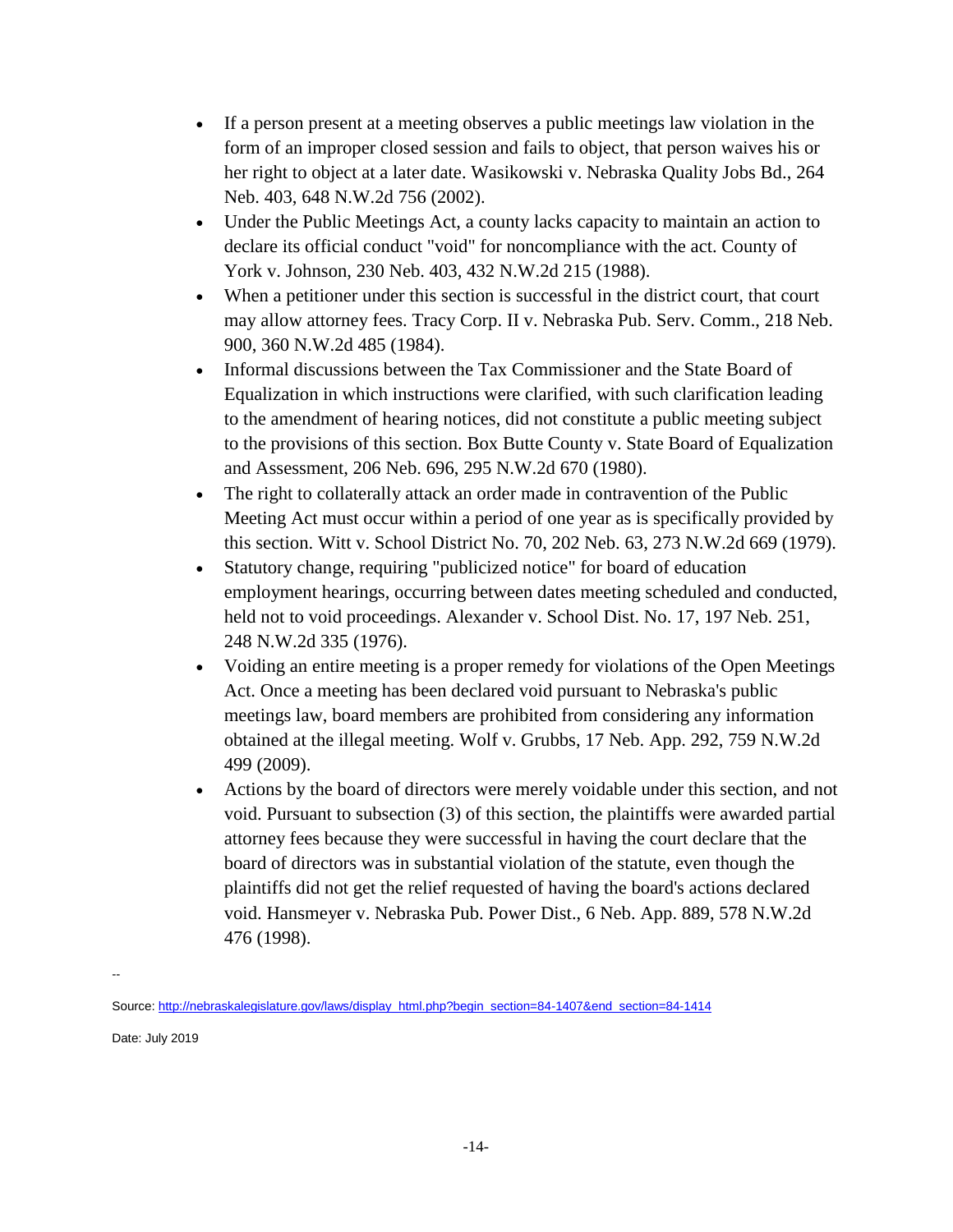- If a person present at a meeting observes a public meetings law violation in the form of an improper closed session and fails to object, that person waives his or her right to object at a later date. Wasikowski v. Nebraska Quality Jobs Bd., 264 Neb. 403, 648 N.W.2d 756 (2002).
- Under the Public Meetings Act, a county lacks capacity to maintain an action to declare its official conduct "void" for noncompliance with the act. County of York v. Johnson, 230 Neb. 403, 432 N.W.2d 215 (1988).
- When a petitioner under this section is successful in the district court, that court may allow attorney fees. Tracy Corp. II v. Nebraska Pub. Serv. Comm., 218 Neb. 900, 360 N.W.2d 485 (1984).
- Informal discussions between the Tax Commissioner and the State Board of Equalization in which instructions were clarified, with such clarification leading to the amendment of hearing notices, did not constitute a public meeting subject to the provisions of this section. Box Butte County v. State Board of Equalization and Assessment, 206 Neb. 696, 295 N.W.2d 670 (1980).
- The right to collaterally attack an order made in contravention of the Public Meeting Act must occur within a period of one year as is specifically provided by this section. Witt v. School District No. 70, 202 Neb. 63, 273 N.W.2d 669 (1979).
- Statutory change, requiring "publicized notice" for board of education employment hearings, occurring between dates meeting scheduled and conducted, held not to void proceedings. Alexander v. School Dist. No. 17, 197 Neb. 251, 248 N.W.2d 335 (1976).
- Voiding an entire meeting is a proper remedy for violations of the Open Meetings Act. Once a meeting has been declared void pursuant to Nebraska's public meetings law, board members are prohibited from considering any information obtained at the illegal meeting. Wolf v. Grubbs, 17 Neb. App. 292, 759 N.W.2d 499 (2009).
- Actions by the board of directors were merely voidable under this section, and not void. Pursuant to subsection (3) of this section, the plaintiffs were awarded partial attorney fees because they were successful in having the court declare that the board of directors was in substantial violation of the statute, even though the plaintiffs did not get the relief requested of having the board's actions declared void. Hansmeyer v. Nebraska Pub. Power Dist., 6 Neb. App. 889, 578 N.W.2d 476 (1998).

--

Source: http://nebraskalegislature.gov/laws/display_html.php?begin_section=84-1407&end_section=84-1414

Date: July 2019